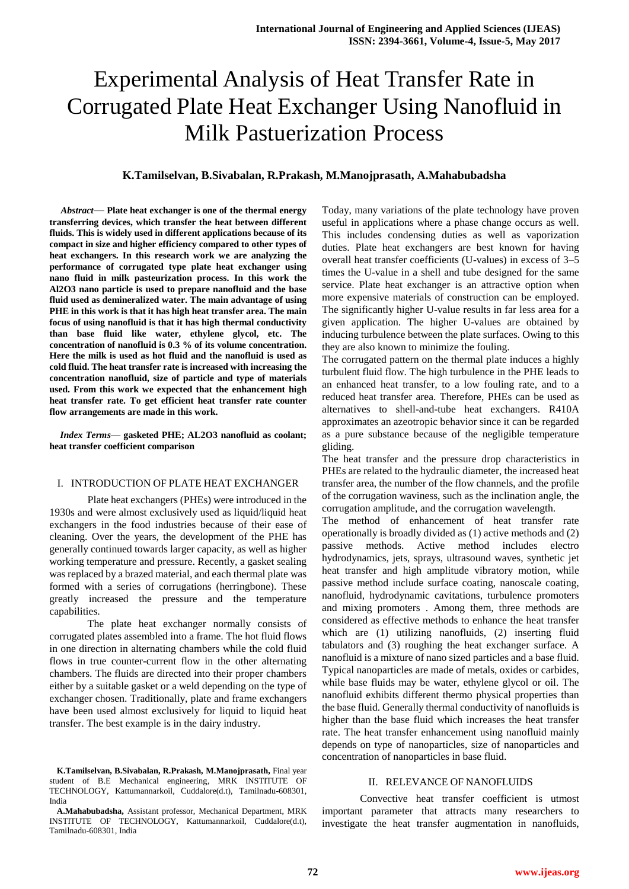# Experimental Analysis of Heat Transfer Rate in Corrugated Plate Heat Exchanger Using Nanofluid in Milk Pastuerization Process

**K.Tamilselvan, B.Sivabalan, R.Prakash, M.Manojprasath, A.Mahabubadsha**

***Abstract*— Plate heat exchanger is one of the thermal energy transferring devices, which transfer the heat between different fluids. This is widely used in different applications because of its compact in size and higher efficiency compared to other types of heat exchangers. In this research work we are analyzing the performance of corrugated type plate heat exchanger using nano fluid in milk pasteurization process. In this work the Al2O3 nano particle is used to prepare nanofluid and the base fluid used as demineralized water. The main advantage of using PHE in this work is that it has high heat transfer area. The main focus of using nanofluid is that it has high thermal conductivity than base fluid like water, ethylene glycol, etc. The concentration of nanofluid is 0.3 % of its volume concentration. Here the milk is used as hot fluid and the nanofluid is used as cold fluid. The heat transfer rate is increased with increasing the concentration nanofluid, size of particle and type of materials used. From this work we expected that the enhancement high heat transfer rate. To get efficient heat transfer rate counter flow arrangements are made in this work.**

***Index Terms*— gasketed PHE; AL2O3 nanofluid as coolant; heat transfer coefficient comparison**

## I. INTRODUCTION OF PLATE HEAT EXCHANGER

Plate heat exchangers (PHEs) were introduced in the 1930s and were almost exclusively used as liquid/liquid heat exchangers in the food industries because of their ease of cleaning. Over the years, the development of the PHE has generally continued towards larger capacity, as well as higher working temperature and pressure. Recently, a gasket sealing was replaced by a brazed material, and each thermal plate was formed with a series of corrugations (herringbone). These greatly increased the pressure and the temperature capabilities.

The plate heat exchanger normally consists of corrugated plates assembled into a frame. The hot fluid flows in one direction in alternating chambers while the cold fluid flows in true counter-current flow in the other alternating chambers. The fluids are directed into their proper chambers either by a suitable gasket or a weld depending on the type of exchanger chosen. Traditionally, plate and frame exchangers have been used almost exclusively for liquid to liquid heat transfer. The best example is in the dairy industry.

**K.Tamilselvan, B.Sivabalan, R.Prakash, M.Manojprasath,** Final year student of B.E Mechanical engineering, MRK INSTITUTE OF TECHNOLOGY, Kattumannarkoil, Cuddalore(d.t), Tamilnadu-608301, India

**A.Mahabubadsha,** Assistant professor, Mechanical Department, MRK INSTITUTE OF TECHNOLOGY, Kattumannarkoil, Cuddalore(d.t), Tamilnadu-608301, India

Today, many variations of the plate technology have proven useful in applications where a phase change occurs as well. This includes condensing duties as well as vaporization duties. Plate heat exchangers are best known for having overall heat transfer coefficients (U-values) in excess of 3–5 times the U-value in a shell and tube designed for the same service. Plate heat exchanger is an attractive option when more expensive materials of construction can be employed. The significantly higher U-value results in far less area for a given application. The higher U-values are obtained by inducing turbulence between the plate surfaces. Owing to this they are also known to minimize the fouling.

The corrugated pattern on the thermal plate induces a highly turbulent fluid flow. The high turbulence in the PHE leads to an enhanced heat transfer, to a low fouling rate, and to a reduced heat transfer area. Therefore, PHEs can be used as alternatives to shell-and-tube heat exchangers. R410A approximates an azeotropic behavior since it can be regarded as a pure substance because of the negligible temperature gliding.

The heat transfer and the pressure drop characteristics in PHEs are related to the hydraulic diameter, the increased heat transfer area, the number of the flow channels, and the profile of the corrugation waviness, such as the inclination angle, the corrugation amplitude, and the corrugation wavelength.

The method of enhancement of heat transfer rate operationally is broadly divided as (1) active methods and (2) passive methods. Active method includes electro hydrodynamics, jets, sprays, ultrasound waves, synthetic jet heat transfer and high amplitude vibratory motion, while passive method include surface coating, nanoscale coating, nanofluid, hydrodynamic cavitations, turbulence promoters and mixing promoters . Among them, three methods are considered as effective methods to enhance the heat transfer which are (1) utilizing nanofluids, (2) inserting fluid tabulators and (3) roughing the heat exchanger surface. A nanofluid is a mixture of nano sized particles and a base fluid. Typical nanoparticles are made of metals, oxides or carbides, while base fluids may be water, ethylene glycol or oil. The nanofluid exhibits different thermo physical properties than the base fluid. Generally thermal conductivity of nanofluids is higher than the base fluid which increases the heat transfer rate. The heat transfer enhancement using nanofluid mainly depends on type of nanoparticles, size of nanoparticles and concentration of nanoparticles in base fluid.

## II. RELEVANCE OF NANOFLUIDS

Convective heat transfer coefficient is utmost important parameter that attracts many researchers to investigate the heat transfer augmentation in nanofluids,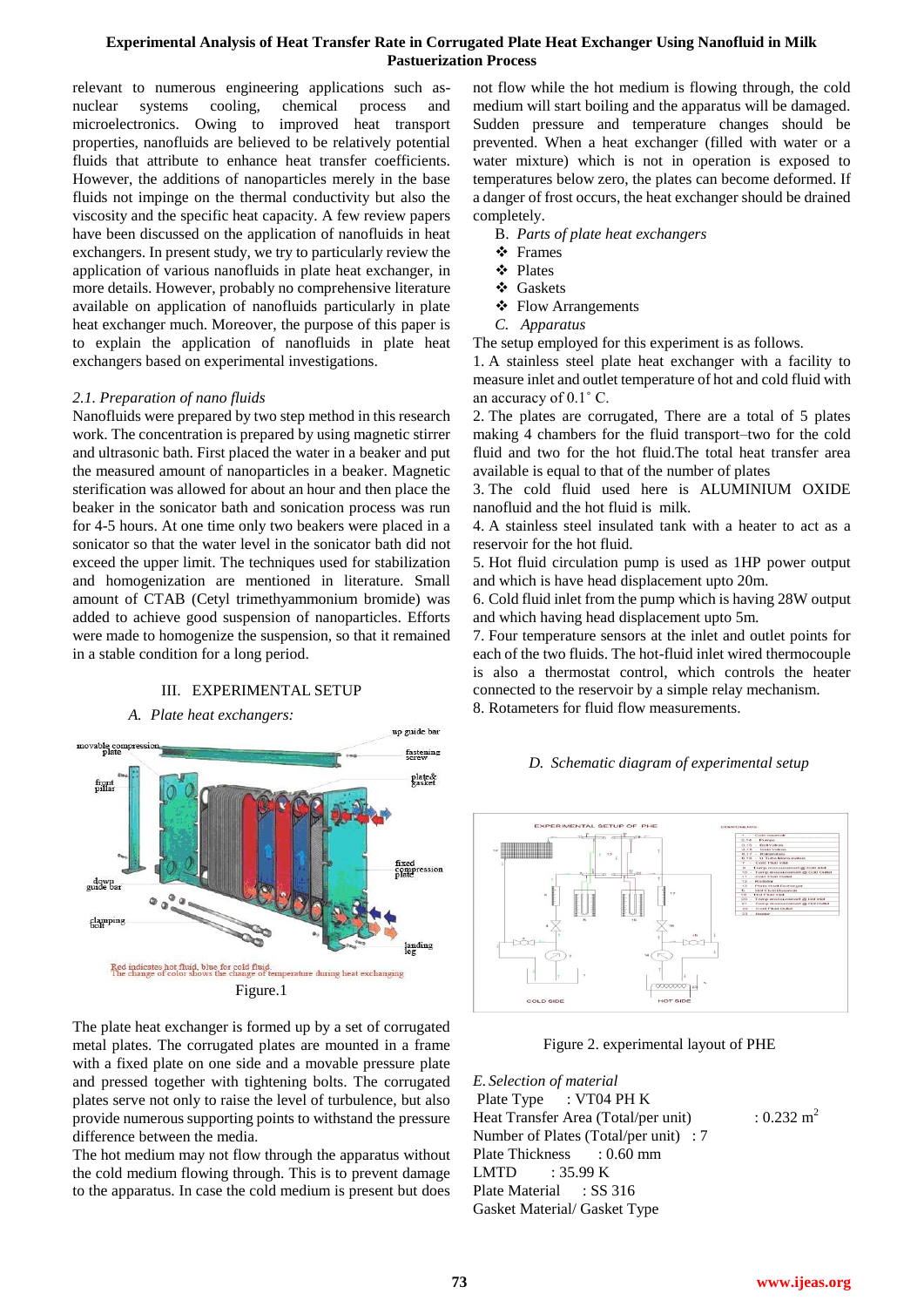relevant to numerous engineering applications such as-nuclear systems cooling, chemical process and microelectronics. Owing to improved heat transport properties, nanofluids are believed to be relatively potential fluids that attribute to enhance heat transfer coefficients. However, the additions of nanoparticles merely in the base fluids not impinge on the thermal conductivity but also the viscosity and the specific heat capacity. A few review papers have been discussed on the application of nanofluids in heat exchangers. In present study, we try to particularly review the application of various nanofluids in plate heat exchanger, in more details. However, probably no comprehensive literature available on application of nanofluids particularly in plate heat exchanger much. Moreover, the purpose of this paper is to explain the application of nanofluids in plate heat exchangers based on experimental investigations.

### *2.1. Preparation of nano fluids*

Nanofluids were prepared by two step method in this research work. The concentration is prepared by using magnetic stirrer and ultrasonic bath. First placed the water in a beaker and put the measured amount of nanoparticles in a beaker. Magnetic sterification was allowed for about an hour and then place the beaker in the sonicator bath and sonication process was run for 4-5 hours. At one time only two beakers were placed in a sonicator so that the water level in the sonicator bath did not exceed the upper limit. The techniques used for stabilization and homogenization are mentioned in literature. Small amount of CTAB (Cetyl trimethyammonium bromide) was added to achieve good suspension of nanoparticles. Efforts were made to homogenize the suspension, so that it remained in a stable condition for a long period.

## III. EXPERIMENTAL SETUP

### *A. Plate heat exchangers:*

Red indicates hot fluid, blue for cold fluid.
The change of color shows the change of temperature during heat exchanging

Figure.1

The plate heat exchanger is formed up by a set of corrugated metal plates. The corrugated plates are mounted in a frame with a fixed plate on one side and a movable pressure plate and pressed together with tightening bolts. The corrugated plates serve not only to raise the level of turbulence, but also provide numerous supporting points to withstand the pressure difference between the media.

The hot medium may not flow through the apparatus without the cold medium flowing through. This is to prevent damage to the apparatus. In case the cold medium is present but does not flow while the hot medium is flowing through, the cold medium will start boiling and the apparatus will be damaged. Sudden pressure and temperature changes should be prevented. When a heat exchanger (filled with water or a water mixture) which is not in operation is exposed to temperatures below zero, the plates can become deformed. If a danger of frost occurs, the heat exchanger should be drained completely.

### B. *Parts of plate heat exchangers*

- Frames
- Plates
- Gaskets
- Flow Arrangements

### C. *Apparatus*

The setup employed for this experiment is as follows.

1. A stainless steel plate heat exchanger with a facility to measure inlet and outlet temperature of hot and cold fluid with an accuracy of 0.1˚ C.
2. The plates are corrugated, There are a total of 5 plates making 4 chambers for the fluid transport–two for the cold fluid and two for the hot fluid.The total heat transfer area available is equal to that of the number of plates
3. The cold fluid used here is ALUMINIUM OXIDE nanofluid and the hot fluid is milk.
4. A stainless steel insulated tank with a heater to act as a reservoir for the hot fluid.
5. Hot fluid circulation pump is used as 1HP power output and which is have head displacement upto 20m.
6. Cold fluid inlet from the pump which is having 28W output and which having head displacement upto 5m.
7. Four temperature sensors at the inlet and outlet points for each of the two fluids. The hot-fluid inlet wired thermocouple is also a thermostat control, which controls the heater connected to the reservoir by a simple relay mechanism.
8. Rotameters for fluid flow measurements.

### D. *Schematic diagram of experimental setup*

Figure 2. experimental layout of PHE

### *E. Selection of material*

Plate Type : VT04 PH K
Heat Transfer Area (Total/per unit) : 0.232 $m^2$
Number of Plates (Total/per unit) : 7
Plate Thickness : 0.60 mm
LMTD : 35.99 K
Plate Material : SS 316
Gasket Material/ Gasket Type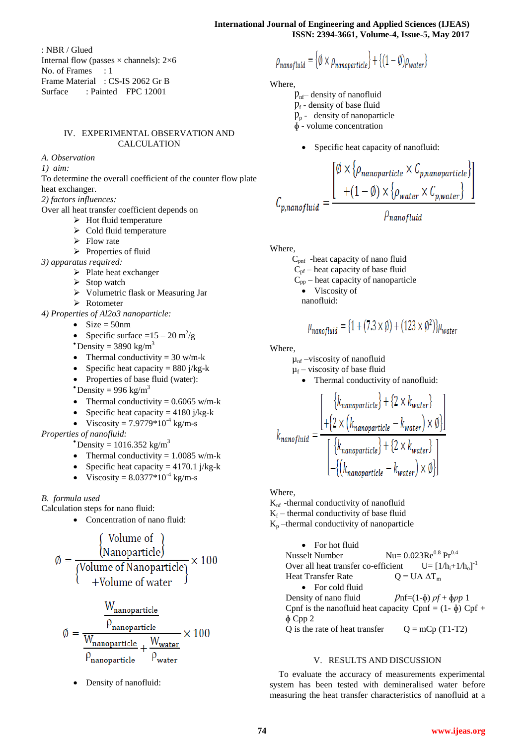: NBR / Glued
Internal flow (passes × channels): 2×6
No. of Frames : 1
Frame Material : CS-IS 2062 Gr B
Surface : Painted FPC 12001

## IV. EXPERIMENTAL OBSERVATION AND CALCULATION

### A. Observation

*1) aim:*

To determine the overall coefficient of the counter flow plate heat exchanger.

*2) factors influences:*

Over all heat transfer coefficient depends on

- Hot fluid temperature
- Cold fluid temperature
- Flow rate
- Properties of fluid

*3) apparatus required:*

- Plate heat exchanger
- Stop watch
- Volumetric flask or Measuring Jar
- Rotometer

*4) Properties of Al2o3 nanoparticle:*

- Size = 50nm
- Specific surface =15 – 20 $m^2/g$
- Density = 3890 $kg/m^3$
- Thermal conductivity = 30 w/m-k
- Specific heat capacity = 880 j/kg-k
- Properties of base fluid (water):
- Density = 996 $kg/m^3$
- Thermal conductivity = 0.6065 w/m-k
- Specific heat capacity = 4180 j/kg-k
- Viscosity = $7.9779 \times 10^{-4}$ kg/m-s

*Properties of nanofluid:*

- Density = 1016.352 $kg/m^3$
- Thermal conductivity = 1.0085 w/m-k
- Specific heat capacity = 4170.1 j/kg-k
- Viscosity = $8.0377 \times 10^{-4}$ kg/m-s

### B. formula used

Calculation steps for nano fluid:

- Concentration of nano fluid:

$$\emptyset = \frac{\{\text{Volume of Nanoparticle}\}}{\{\text{Volume of Nanoparticle} + \text{Volume of water}\}} \times 100$$

$$\emptyset = \frac{\dfrac{W_{nanoparticle}}{\rho_{nanoparticle}}}{\dfrac{W_{nanoparticle}}{\rho_{nanoparticle}} + \dfrac{W_{water}}{\rho_{water}}} \times 100$$

- Density of nanofluid:

$$\rho_{nanofluid} = \{\emptyset \times \rho_{nanoparticle}\} + \{(1-\emptyset)\rho_{water}\}$$

Where,

$\rho_{nf}$ – density of nanofluid
$\rho_f$ - density of base fluid
$\rho_p$ - density of nanoparticle
$\phi$ - volume concentration

- Specific heat capacity of nanofluid:

$$C_{p,nanofluid} = \frac{\left[\emptyset \times \{\rho_{nanoparticle} \times C_{p,nanoparticle}\} + (1-\emptyset) \times \{\rho_{water} \times C_{p,water}\}\right]}{\rho_{nanofluid}}$$

Where,

$C_{pnf}$ -heat capacity of nano fluid
$C_{pf}$ – heat capacity of base fluid
$C_{pp}$ – heat capacity of nanoparticle

- Viscosity of nanofluid:

$$\mu_{nanofluid} = \{1 + (7.3 \times \emptyset) + (123 \times \emptyset^2)\}\mu_{water}$$

Where,

$\mu_{nf}$ –viscosity of nanofluid
$\mu_f$ – viscosity of base fluid

- Thermal conductivity of nanofluid:

$$k_{nanofluid} = \frac{\left[\{k_{nanoparticle}\} + \{2 \times k_{water}\} + \{2 \times (k_{nanoparticle} - k_{water}) \times \emptyset\}\right]}{\left[\{k_{nanoparticle}\} + \{2 \times k_{water}\} - \{(k_{nanoparticle} - k_{water}) \times \emptyset\}\right]}$$

Where,

$K_{nf}$ -thermal conductivity of nanofluid
$K_f$ – thermal conductivity of base fluid
$K_p$ –thermal conductivity of nanoparticle

- For hot fluid

Nusselt Number $Nu = 0.023 Re^{0.8} Pr^{0.4}$
Over all heat transfer co-efficient $U = [1/h_i + 1/h_o]^{-1}$
Heat Transfer Rate $Q = UA\,\Delta T_m$

- For cold fluid

Density of nano fluid $\rho nf = (1-\phi)\,\rho f + \phi \rho p$ 1
Cpnf is the nanofluid heat capacity $Cpnf = (1-\phi)\,Cpf + \phi\,Cpp$ 2
Q is the rate of heat transfer $Q = mCp\,(T1-T2)$

## V. RESULTS AND DISCUSSION

To evaluate the accuracy of measurements experimental system has been tested with demineralised water before measuring the heat transfer characteristics of nanofluid at a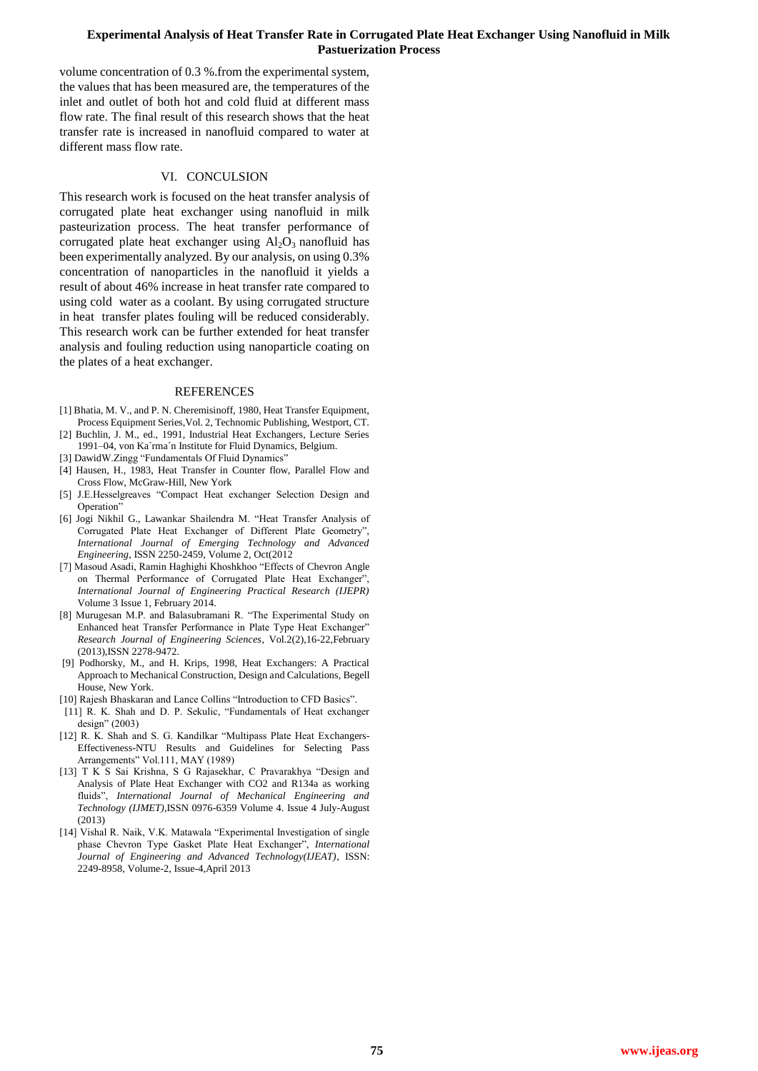volume concentration of 0.3 %.from the experimental system, the values that has been measured are, the temperatures of the inlet and outlet of both hot and cold fluid at different mass flow rate. The final result of this research shows that the heat transfer rate is increased in nanofluid compared to water at different mass flow rate.

## VI. CONCULSION

This research work is focused on the heat transfer analysis of corrugated plate heat exchanger using nanofluid in milk pasteurization process. The heat transfer performance of corrugated plate heat exchanger using $Al_2O_3$ nanofluid has been experimentally analyzed. By our analysis, on using 0.3% concentration of nanoparticles in the nanofluid it yields a result of about 46% increase in heat transfer rate compared to using cold water as a coolant. By using corrugated structure in heat transfer plates fouling will be reduced considerably. This research work can be further extended for heat transfer analysis and fouling reduction using nanoparticle coating on the plates of a heat exchanger.

## REFERENCES

[1] Bhatia, M. V., and P. N. Cheremisinoff, 1980, Heat Transfer Equipment, Process Equipment Series,Vol. 2, Technomic Publishing, Westport, CT.

[2] Buchlin, J. M., ed., 1991, Industrial Heat Exchangers, Lecture Series 1991–04, von Ka´rma´n Institute for Fluid Dynamics, Belgium.

[3] DawidW.Zingg "Fundamentals Of Fluid Dynamics"

[4] Hausen, H., 1983, Heat Transfer in Counter flow, Parallel Flow and Cross Flow, McGraw-Hill, New York

[5] J.E.Hesselgreaves "Compact Heat exchanger Selection Design and Operation"

[6] Jogi Nikhil G., Lawankar Shailendra M. "Heat Transfer Analysis of Corrugated Plate Heat Exchanger of Different Plate Geometry", *International Journal of Emerging Technology and Advanced Engineering*, ISSN 2250-2459, Volume 2, Oct(2012

[7] Masoud Asadi, Ramin Haghighi Khoshkhoo "Effects of Chevron Angle on Thermal Performance of Corrugated Plate Heat Exchanger", *International Journal of Engineering Practical Research (IJEPR)* Volume 3 Issue 1, February 2014.

[8] Murugesan M.P. and Balasubramani R. "The Experimental Study on Enhanced heat Transfer Performance in Plate Type Heat Exchanger" *Research Journal of Engineering Sciences*, Vol.2(2),16-22,February (2013),ISSN 2278-9472.

[9] Podhorsky, M., and H. Krips, 1998, Heat Exchangers: A Practical Approach to Mechanical Construction, Design and Calculations, Begell House, New York.

[10] Rajesh Bhaskaran and Lance Collins "Introduction to CFD Basics".

[11] R. K. Shah and D. P. Sekulic, "Fundamentals of Heat exchanger design" (2003)

[12] R. K. Shah and S. G. Kandilkar "Multipass Plate Heat Exchangers-Effectiveness-NTU Results and Guidelines for Selecting Pass Arrangements" Vol.111, MAY (1989)

[13] T K S Sai Krishna, S G Rajasekhar, C Pravarakhya "Design and Analysis of Plate Heat Exchanger with CO2 and R134a as working fluids", *International Journal of Mechanical Engineering and Technology (IJMET)*,ISSN 0976-6359 Volume 4. Issue 4 July-August (2013)

[14] Vishal R. Naik, V.K. Matawala "Experimental Investigation of single phase Chevron Type Gasket Plate Heat Exchanger", *International Journal of Engineering and Advanced Technology(IJEAT)*, ISSN: 2249-8958, Volume-2, Issue-4,April 2013